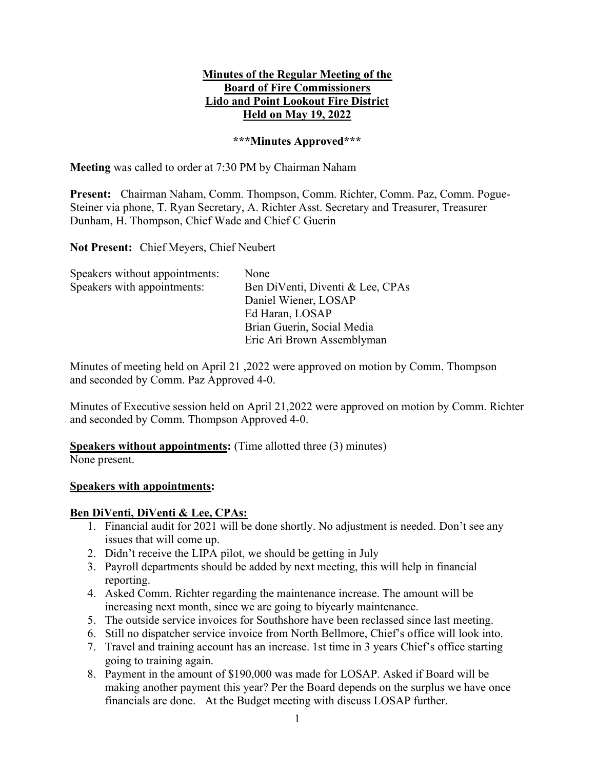**Minutes of the Regular Meeting of the**
**Board of Fire Commissioners**
**Lido and Point Lookout Fire District**
**Held on May 19, 2022**

**\*\*\*Minutes Approved\*\*\***

**Meeting** was called to order at 7:30 PM by Chairman Naham

**Present:** Chairman Naham, Comm. Thompson, Comm. Richter, Comm. Paz, Comm. Pogue-Steiner via phone, T. Ryan Secretary, A. Richter Asst. Secretary and Treasurer, Treasurer Dunham, H. Thompson, Chief Wade and Chief C Guerin

**Not Present:** Chief Meyers, Chief Neubert

| | |
|---|---|
| Speakers without appointments: | None |
| Speakers with appointments: | Ben DiVenti, Diventi & Lee, CPAs |
| | Daniel Wiener, LOSAP |
| | Ed Haran, LOSAP |
| | Brian Guerin, Social Media |
| | Eric Ari Brown Assemblyman |

Minutes of meeting held on April 21 ,2022 were approved on motion by Comm. Thompson and seconded by Comm. Paz Approved 4-0.

Minutes of Executive session held on April 21,2022 were approved on motion by Comm. Richter and seconded by Comm. Thompson Approved 4-0.

**Speakers without appointments:** (Time allotted three (3) minutes)
None present.

**Speakers with appointments:**

**Ben DiVenti, DiVenti & Lee, CPAs:**

1. Financial audit for 2021 will be done shortly. No adjustment is needed. Don't see any issues that will come up.
2. Didn't receive the LIPA pilot, we should be getting in July
3. Payroll departments should be added by next meeting, this will help in financial reporting.
4. Asked Comm. Richter regarding the maintenance increase. The amount will be increasing next month, since we are going to biyearly maintenance.
5. The outside service invoices for Southshore have been reclassed since last meeting.
6. Still no dispatcher service invoice from North Bellmore, Chief's office will look into.
7. Travel and training account has an increase. 1st time in 3 years Chief's office starting going to training again.
8. Payment in the amount of $190,000 was made for LOSAP. Asked if Board will be making another payment this year? Per the Board depends on the surplus we have once financials are done. At the Budget meeting with discuss LOSAP further.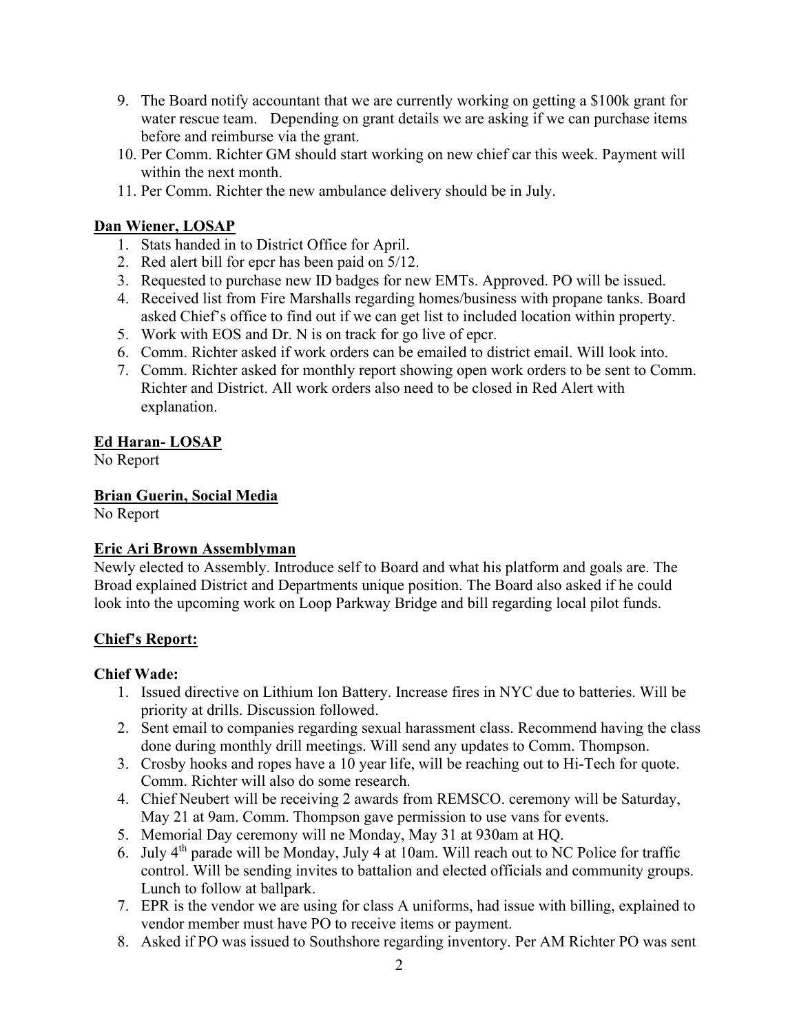9. The Board notify accountant that we are currently working on getting a $100k grant for water rescue team. Depending on grant details we are asking if we can purchase items before and reimburse via the grant.
10. Per Comm. Richter GM should start working on new chief car this week. Payment will within the next month.
11. Per Comm. Richter the new ambulance delivery should be in July.

**Dan Wiener, LOSAP**

1. Stats handed in to District Office for April.
2. Red alert bill for epcr has been paid on 5/12.
3. Requested to purchase new ID badges for new EMTs. Approved. PO will be issued.
4. Received list from Fire Marshalls regarding homes/business with propane tanks. Board asked Chief's office to find out if we can get list to included location within property.
5. Work with EOS and Dr. N is on track for go live of epcr.
6. Comm. Richter asked if work orders can be emailed to district email. Will look into.
7. Comm. Richter asked for monthly report showing open work orders to be sent to Comm. Richter and District. All work orders also need to be closed in Red Alert with explanation.

**Ed Haran- LOSAP**

No Report

**Brian Guerin, Social Media**

No Report

**Eric Ari Brown Assemblyman**

Newly elected to Assembly. Introduce self to Board and what his platform and goals are. The Broad explained District and Departments unique position. The Board also asked if he could look into the upcoming work on Loop Parkway Bridge and bill regarding local pilot funds.

**Chief's Report:**

**Chief Wade:**

1. Issued directive on Lithium Ion Battery. Increase fires in NYC due to batteries. Will be priority at drills. Discussion followed.
2. Sent email to companies regarding sexual harassment class. Recommend having the class done during monthly drill meetings. Will send any updates to Comm. Thompson.
3. Crosby hooks and ropes have a 10 year life, will be reaching out to Hi-Tech for quote. Comm. Richter will also do some research.
4. Chief Neubert will be receiving 2 awards from REMSCO. ceremony will be Saturday, May 21 at 9am. Comm. Thompson gave permission to use vans for events.
5. Memorial Day ceremony will ne Monday, May 31 at 930am at HQ.
6. July 4th parade will be Monday, July 4 at 10am. Will reach out to NC Police for traffic control. Will be sending invites to battalion and elected officials and community groups. Lunch to follow at ballpark.
7. EPR is the vendor we are using for class A uniforms, had issue with billing, explained to vendor member must have PO to receive items or payment.
8. Asked if PO was issued to Southshore regarding inventory. Per AM Richter PO was sent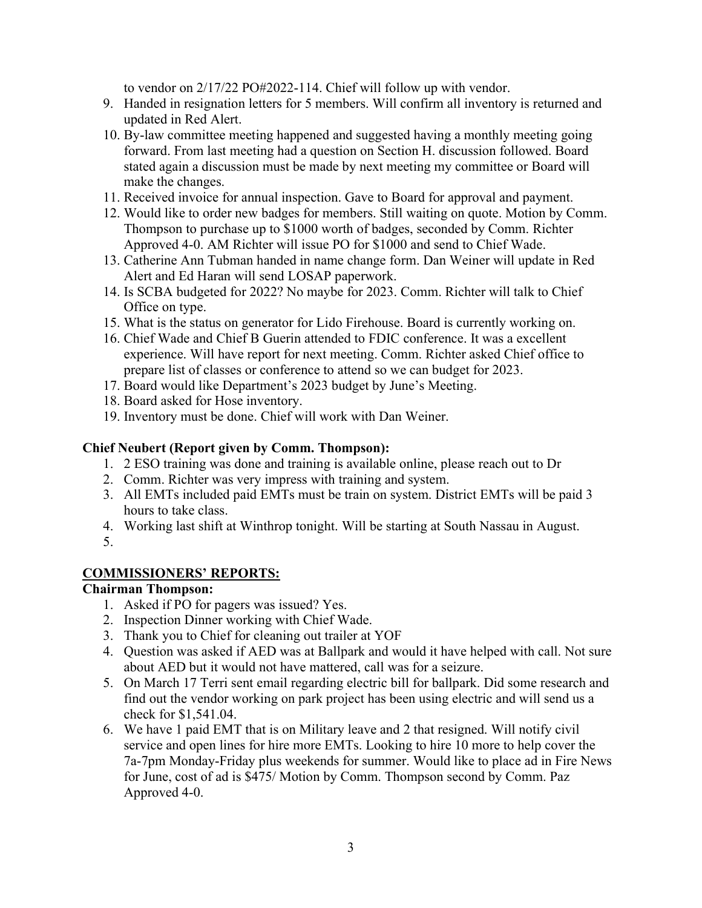to vendor on 2/17/22 PO#2022-114. Chief will follow up with vendor.

9. Handed in resignation letters for 5 members. Will confirm all inventory is returned and updated in Red Alert.
10. By-law committee meeting happened and suggested having a monthly meeting going forward. From last meeting had a question on Section H. discussion followed. Board stated again a discussion must be made by next meeting my committee or Board will make the changes.
11. Received invoice for annual inspection. Gave to Board for approval and payment.
12. Would like to order new badges for members. Still waiting on quote. Motion by Comm. Thompson to purchase up to $1000 worth of badges, seconded by Comm. Richter Approved 4-0. AM Richter will issue PO for $1000 and send to Chief Wade.
13. Catherine Ann Tubman handed in name change form. Dan Weiner will update in Red Alert and Ed Haran will send LOSAP paperwork.
14. Is SCBA budgeted for 2022? No maybe for 2023. Comm. Richter will talk to Chief Office on type.
15. What is the status on generator for Lido Firehouse. Board is currently working on.
16. Chief Wade and Chief B Guerin attended to FDIC conference. It was a excellent experience. Will have report for next meeting. Comm. Richter asked Chief office to prepare list of classes or conference to attend so we can budget for 2023.
17. Board would like Department's 2023 budget by June's Meeting.
18. Board asked for Hose inventory.
19. Inventory must be done. Chief will work with Dan Weiner.

**Chief Neubert (Report given by Comm. Thompson):**

1. 2 ESO training was done and training is available online, please reach out to Dr
2. Comm. Richter was very impress with training and system.
3. All EMTs included paid EMTs must be train on system. District EMTs will be paid 3 hours to take class.
4. Working last shift at Winthrop tonight. Will be starting at South Nassau in August.
5.

## COMMISSIONERS' REPORTS:

**Chairman Thompson:**

1. Asked if PO for pagers was issued? Yes.
2. Inspection Dinner working with Chief Wade.
3. Thank you to Chief for cleaning out trailer at YOF
4. Question was asked if AED was at Ballpark and would it have helped with call. Not sure about AED but it would not have mattered, call was for a seizure.
5. On March 17 Terri sent email regarding electric bill for ballpark. Did some research and find out the vendor working on park project has been using electric and will send us a check for $1,541.04.
6. We have 1 paid EMT that is on Military leave and 2 that resigned. Will notify civil service and open lines for hire more EMTs. Looking to hire 10 more to help cover the 7a-7pm Monday-Friday plus weekends for summer. Would like to place ad in Fire News for June, cost of ad is $475/ Motion by Comm. Thompson second by Comm. Paz Approved 4-0.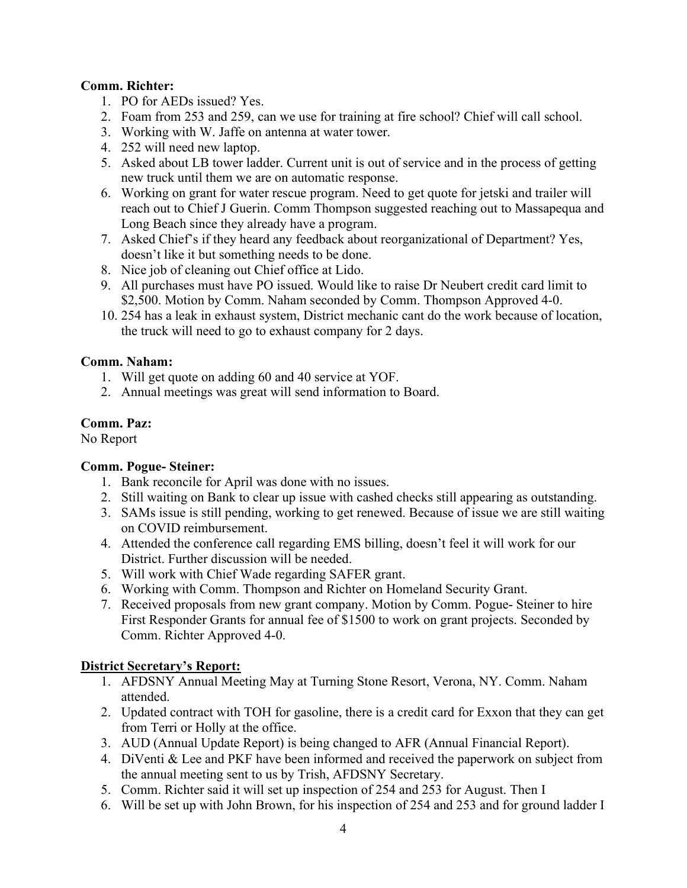**Comm. Richter:**

1. PO for AEDs issued? Yes.
2. Foam from 253 and 259, can we use for training at fire school? Chief will call school.
3. Working with W. Jaffe on antenna at water tower.
4. 252 will need new laptop.
5. Asked about LB tower ladder. Current unit is out of service and in the process of getting new truck until them we are on automatic response.
6. Working on grant for water rescue program. Need to get quote for jetski and trailer will reach out to Chief J Guerin. Comm Thompson suggested reaching out to Massapequa and Long Beach since they already have a program.
7. Asked Chief's if they heard any feedback about reorganizational of Department? Yes, doesn't like it but something needs to be done.
8. Nice job of cleaning out Chief office at Lido.
9. All purchases must have PO issued. Would like to raise Dr Neubert credit card limit to $2,500. Motion by Comm. Naham seconded by Comm. Thompson Approved 4-0.
10. 254 has a leak in exhaust system, District mechanic cant do the work because of location, the truck will need to go to exhaust company for 2 days.

**Comm. Naham:**

1. Will get quote on adding 60 and 40 service at YOF.
2. Annual meetings was great will send information to Board.

**Comm. Paz:**

No Report

**Comm. Pogue- Steiner:**

1. Bank reconcile for April was done with no issues.
2. Still waiting on Bank to clear up issue with cashed checks still appearing as outstanding.
3. SAMs issue is still pending, working to get renewed. Because of issue we are still waiting on COVID reimbursement.
4. Attended the conference call regarding EMS billing, doesn't feel it will work for our District. Further discussion will be needed.
5. Will work with Chief Wade regarding SAFER grant.
6. Working with Comm. Thompson and Richter on Homeland Security Grant.
7. Received proposals from new grant company. Motion by Comm. Pogue- Steiner to hire First Responder Grants for annual fee of $1500 to work on grant projects. Seconded by Comm. Richter Approved 4-0.

**<u>District Secretary's Report:</u>**

1. AFDSNY Annual Meeting May at Turning Stone Resort, Verona, NY. Comm. Naham attended.
2. Updated contract with TOH for gasoline, there is a credit card for Exxon that they can get from Terri or Holly at the office.
3. AUD (Annual Update Report) is being changed to AFR (Annual Financial Report).
4. DiVenti & Lee and PKF have been informed and received the paperwork on subject from the annual meeting sent to us by Trish, AFDSNY Secretary.
5. Comm. Richter said it will set up inspection of 254 and 253 for August. Then I
6. Will be set up with John Brown, for his inspection of 254 and 253 and for ground ladder I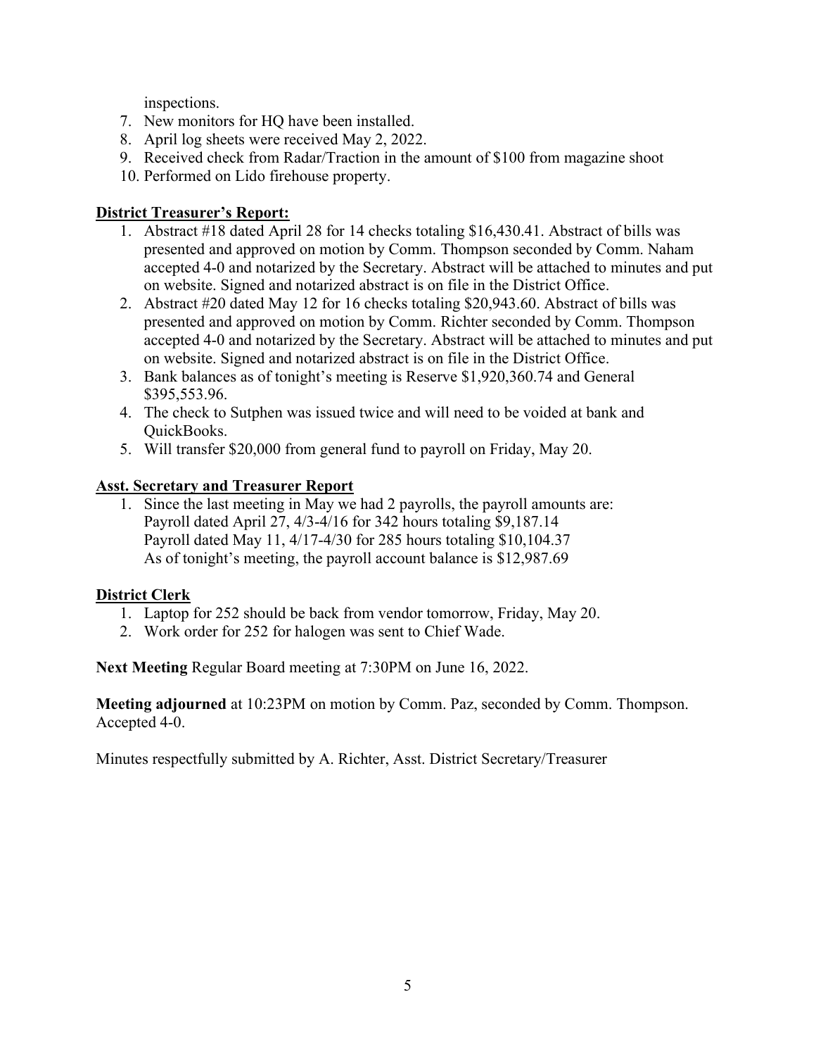inspections.

7. New monitors for HQ have been installed.
8. April log sheets were received May 2, 2022.
9. Received check from Radar/Traction in the amount of $100 from magazine shoot
10. Performed on Lido firehouse property.

**District Treasurer's Report:**

1. Abstract #18 dated April 28 for 14 checks totaling $16,430.41. Abstract of bills was presented and approved on motion by Comm. Thompson seconded by Comm. Naham accepted 4-0 and notarized by the Secretary. Abstract will be attached to minutes and put on website. Signed and notarized abstract is on file in the District Office.
2. Abstract #20 dated May 12 for 16 checks totaling $20,943.60. Abstract of bills was presented and approved on motion by Comm. Richter seconded by Comm. Thompson accepted 4-0 and notarized by the Secretary. Abstract will be attached to minutes and put on website. Signed and notarized abstract is on file in the District Office.
3. Bank balances as of tonight's meeting is Reserve $1,920,360.74 and General $395,553.96.
4. The check to Sutphen was issued twice and will need to be voided at bank and QuickBooks.
5. Will transfer $20,000 from general fund to payroll on Friday, May 20.

**Asst. Secretary and Treasurer Report**

1. Since the last meeting in May we had 2 payrolls, the payroll amounts are:
   Payroll dated April 27, 4/3-4/16 for 342 hours totaling $9,187.14
   Payroll dated May 11, 4/17-4/30 for 285 hours totaling $10,104.37
   As of tonight's meeting, the payroll account balance is $12,987.69

**District Clerk**

1. Laptop for 252 should be back from vendor tomorrow, Friday, May 20.
2. Work order for 252 for halogen was sent to Chief Wade.

**Next Meeting** Regular Board meeting at 7:30PM on June 16, 2022.

**Meeting adjourned** at 10:23PM on motion by Comm. Paz, seconded by Comm. Thompson. Accepted 4-0.

Minutes respectfully submitted by A. Richter, Asst. District Secretary/Treasurer